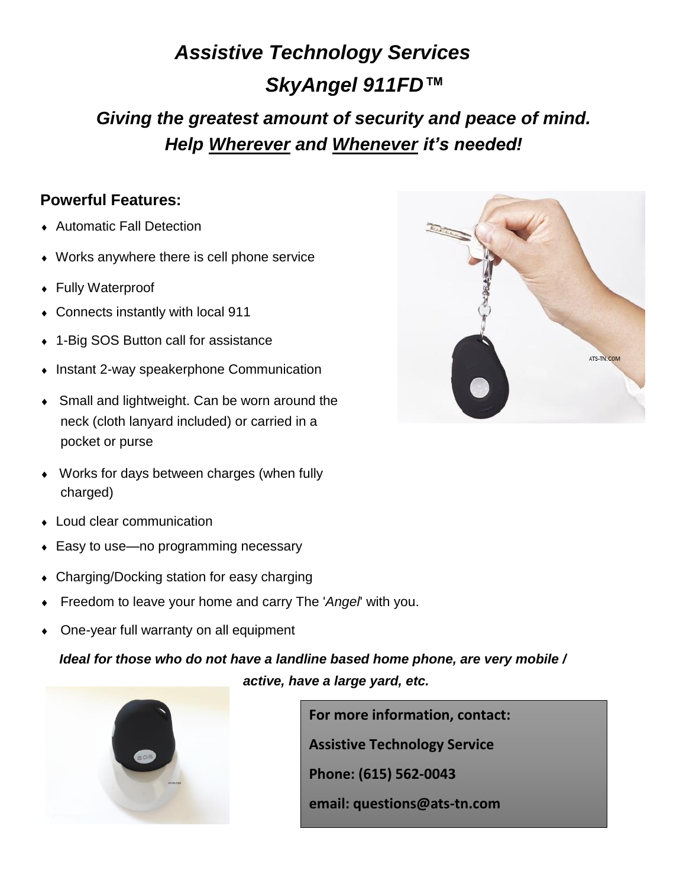# *Assistive Technology Services*
# *SkyAngel 911FD™*

## *Giving the greatest amount of security and peace of mind.*
## *Help Wherever and Whenever it's needed!*

### Powerful Features:

- Automatic Fall Detection
- Works anywhere there is cell phone service
- Fully Waterproof
- Connects instantly with local 911
- 1-Big SOS Button call for assistance
- Instant 2-way speakerphone Communication
- Small and lightweight. Can be worn around the neck (cloth lanyard included) or carried in a pocket or purse
- Works for days between charges (when fully charged)
- Loud clear communication
- Easy to use—no programming necessary
- Charging/Docking station for easy charging
- Freedom to leave your home and carry The '*Angel*' with you.
- One-year full warranty on all equipment

***Ideal for those who do not have a landline based home phone, are very mobile / active, have a large yard, etc.***

**For more information, contact:**

**Assistive Technology Service**

**Phone: (615) 562-0043**

**email: questions@ats-tn.com**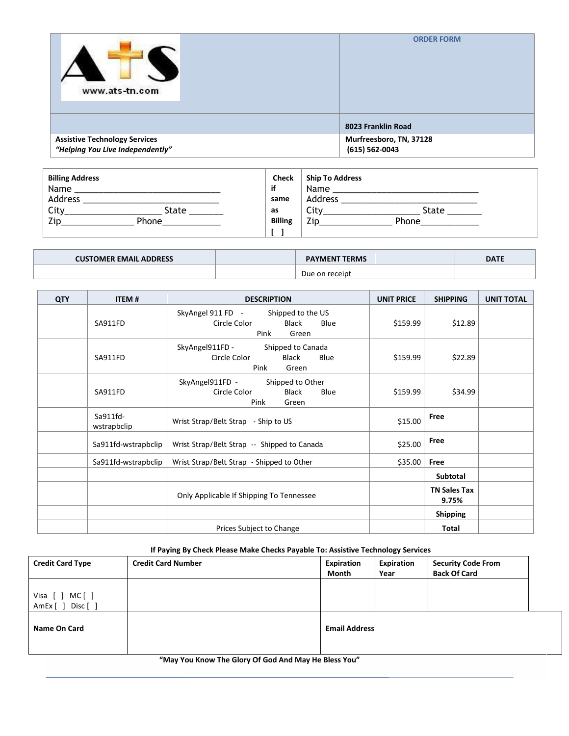A+S www.ats-tn.com

**ORDER FORM**

**Assistive Technology Services**
***"Helping You Live Independently"***

**8023 Franklin Road**
**Murfreesboro, TN, 37128**
**(615) 562-0043**

| **Billing Address** | **Check if same as Billing [ ]** | **Ship To Address** |
|---|---|---|
| Name ______________________________<br>Address ____________________________<br>City____________________ State _______<br>Zip_______________ Phone____________ | | Name ______________________________<br>Address ____________________________<br>City____________________ State _______<br>Zip_______________ Phone____________ |

| **CUSTOMER EMAIL ADDRESS** | | **PAYMENT TERMS** | | **DATE** |
|---|---|---|---|---|
| | | Due on receipt | | |

| QTY | ITEM # | DESCRIPTION | UNIT PRICE | SHIPPING | UNIT TOTAL |
|---|---|---|---|---|---|
| | SA911FD | SkyAngel 911 FD - Shipped to the US<br>Circle Color Black Blue<br>Pink Green | $159.99 | $12.89 | |
| | SA911FD | SkyAngel911FD - Shipped to Canada<br>Circle Color Black Blue<br>Pink Green | $159.99 | $22.89 | |
| | SA911FD | SkyAngel911FD - Shipped to Other<br>Circle Color Black Blue<br>Pink Green | $159.99 | $34.99 | |
| | Sa911fd-wstrapbclip | Wrist Strap/Belt Strap - Ship to US | $15.00 | **Free** | |
| | Sa911fd-wstrapbclip | Wrist Strap/Belt Strap -- Shipped to Canada | $25.00 | **Free** | |
| | Sa911fd-wstrapbclip | Wrist Strap/Belt Strap - Shipped to Other | $35.00 | **Free** | |
| | | | | **Subtotal** | |
| | | Only Applicable If Shipping To Tennessee | | **TN Sales Tax 9.75%** | |
| | | | | **Shipping** | |
| | | Prices Subject to Change | | **Total** | |

**If Paying By Check Please Make Checks Payable To: Assistive Technology Services**

| **Credit Card Type** | **Credit Card Number** | **Expiration Month** | **Expiration Year** | **Security Code From Back Of Card** |
|---|---|---|---|---|
| Visa [ ] MC [ ]<br>AmEx [ ] Disc [ ] | | | | |
| **Name On Card** | | **Email Address** | | |

**"May You Know The Glory Of God And May He Bless You"**